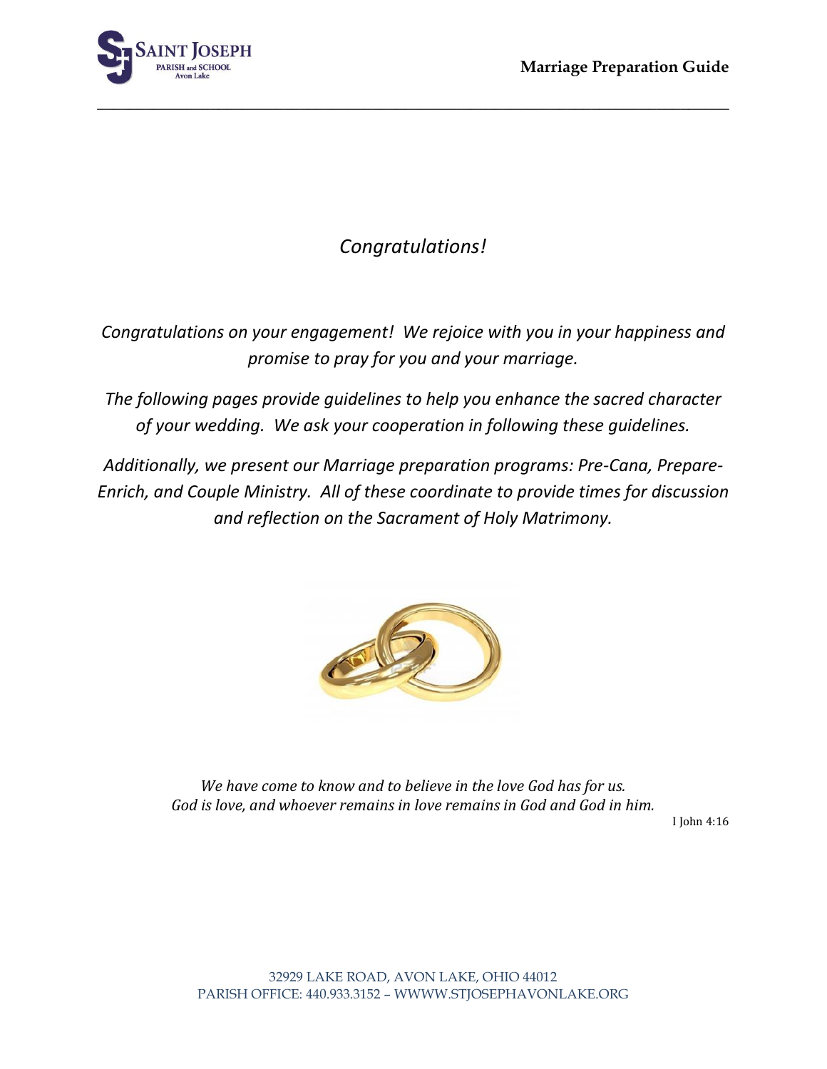# *Congratulations!*

*Congratulations on your engagement! We rejoice with you in your happiness and promise to pray for you and your marriage.*

*The following pages provide guidelines to help you enhance the sacred character of your wedding. We ask your cooperation in following these guidelines.*

*Additionally, we present our Marriage preparation programs: Pre-Cana, Prepare-Enrich, and Couple Ministry. All of these coordinate to provide times for discussion and reflection on the Sacrament of Holy Matrimony.*

*We have come to know and to believe in the love God has for us.*
*God is love, and whoever remains in love remains in God and God in him.*

I John 4:16

32929 LAKE ROAD, AVON LAKE, OHIO 44012
PARISH OFFICE: 440.933.3152 – WWWW.STJOSEPHAVONLAKE.ORG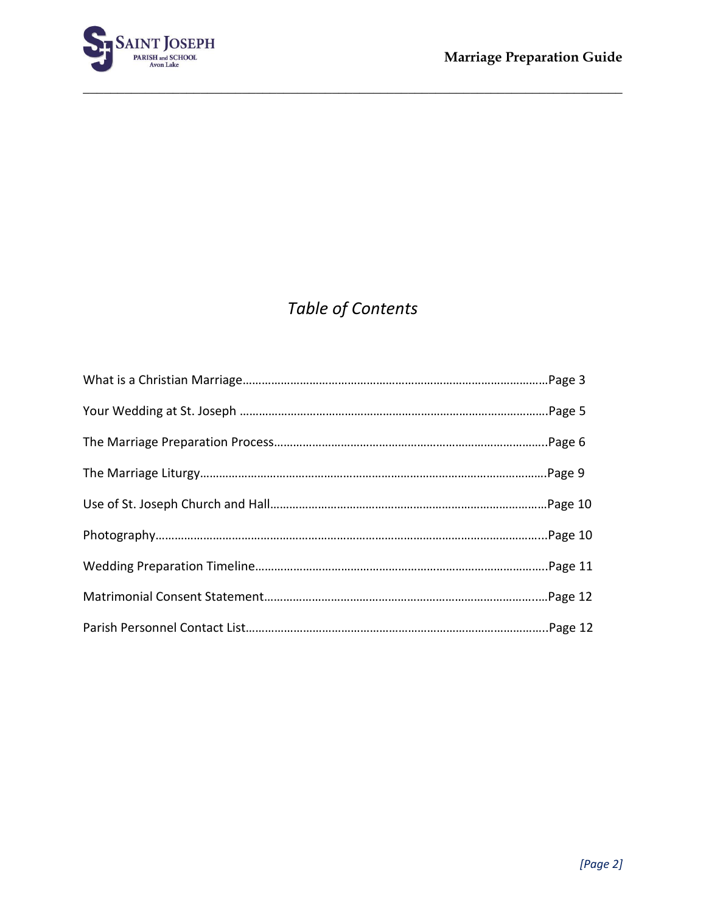# *Table of Contents*

What is a Christian Marriage……………………………………………………………………………………Page 3

Your Wedding at St. Joseph ……………………………………………………………………………………Page 5

The Marriage Preparation Process…………………………………………………………………………..Page 6

The Marriage Liturgy…………………………………………………………………………………………………Page 9

Use of St. Joseph Church and Hall……………………………………………………………………………Page 10

Photography……………………………………………………………………………………………………………...Page 10

Wedding Preparation Timeline………………………………………………………………………………..Page 11

Matrimonial Consent Statement……………………………………………………………………………..Page 12

Parish Personnel Contact List…………………………………………………………………………………..Page 12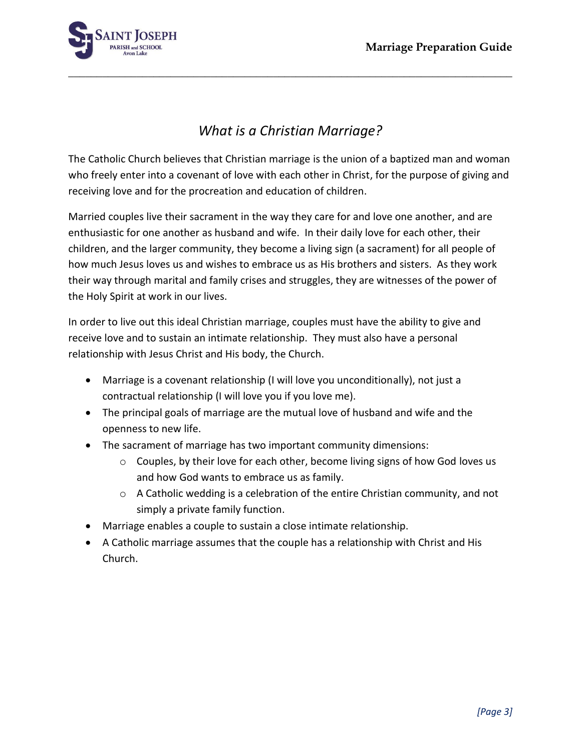## *What is a Christian Marriage?*

The Catholic Church believes that Christian marriage is the union of a baptized man and woman who freely enter into a covenant of love with each other in Christ, for the purpose of giving and receiving love and for the procreation and education of children.

Married couples live their sacrament in the way they care for and love one another, and are enthusiastic for one another as husband and wife. In their daily love for each other, their children, and the larger community, they become a living sign (a sacrament) for all people of how much Jesus loves us and wishes to embrace us as His brothers and sisters. As they work their way through marital and family crises and struggles, they are witnesses of the power of the Holy Spirit at work in our lives.

In order to live out this ideal Christian marriage, couples must have the ability to give and receive love and to sustain an intimate relationship. They must also have a personal relationship with Jesus Christ and His body, the Church.

- Marriage is a covenant relationship (I will love you unconditionally), not just a contractual relationship (I will love you if you love me).
- The principal goals of marriage are the mutual love of husband and wife and the openness to new life.
- The sacrament of marriage has two important community dimensions:
  - Couples, by their love for each other, become living signs of how God loves us and how God wants to embrace us as family.
  - A Catholic wedding is a celebration of the entire Christian community, and not simply a private family function.
- Marriage enables a couple to sustain a close intimate relationship.
- A Catholic marriage assumes that the couple has a relationship with Christ and His Church.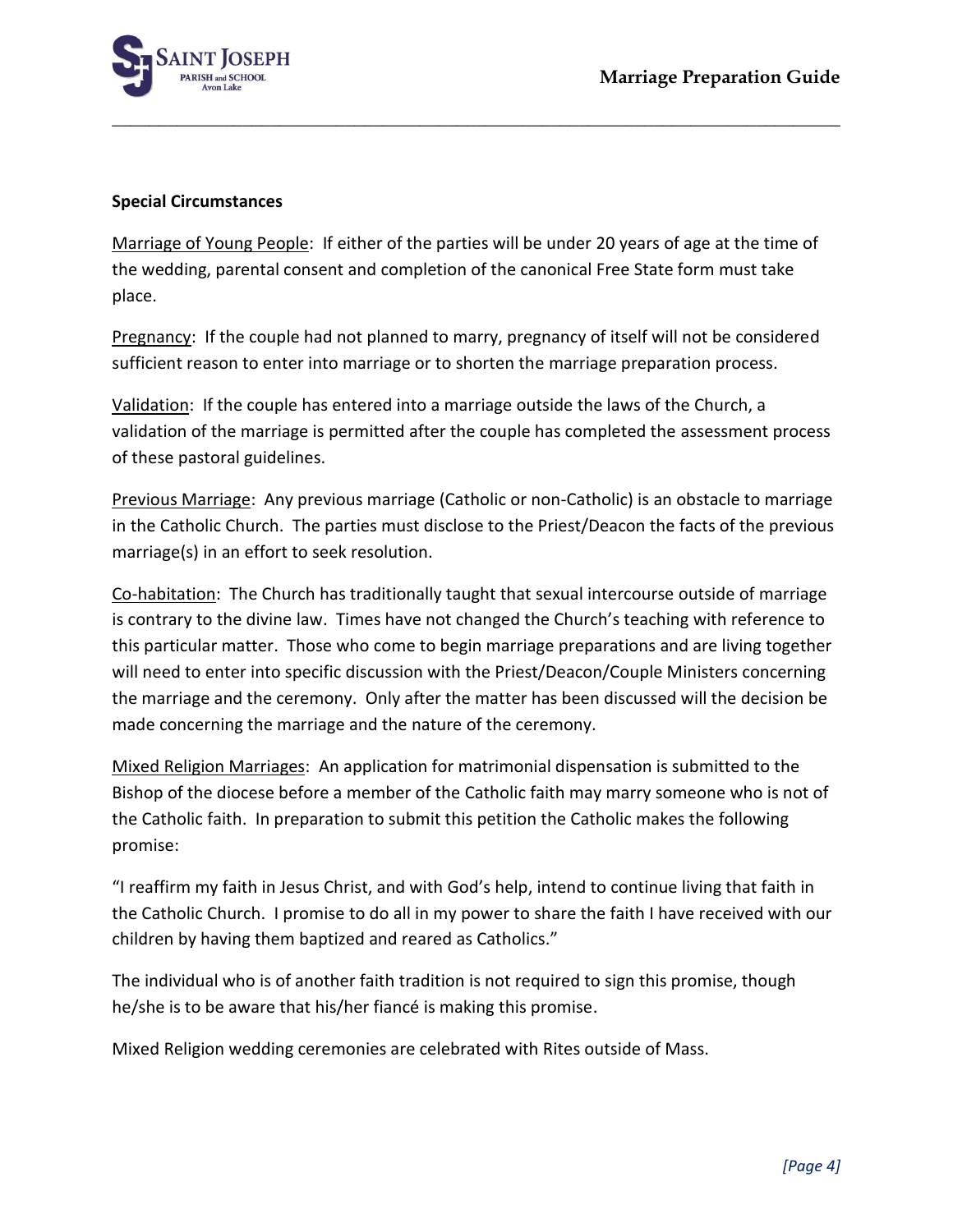**Special Circumstances**

Marriage of Young People: If either of the parties will be under 20 years of age at the time of the wedding, parental consent and completion of the canonical Free State form must take place.

Pregnancy: If the couple had not planned to marry, pregnancy of itself will not be considered sufficient reason to enter into marriage or to shorten the marriage preparation process.

Validation: If the couple has entered into a marriage outside the laws of the Church, a validation of the marriage is permitted after the couple has completed the assessment process of these pastoral guidelines.

Previous Marriage: Any previous marriage (Catholic or non-Catholic) is an obstacle to marriage in the Catholic Church. The parties must disclose to the Priest/Deacon the facts of the previous marriage(s) in an effort to seek resolution.

Co-habitation: The Church has traditionally taught that sexual intercourse outside of marriage is contrary to the divine law. Times have not changed the Church's teaching with reference to this particular matter. Those who come to begin marriage preparations and are living together will need to enter into specific discussion with the Priest/Deacon/Couple Ministers concerning the marriage and the ceremony. Only after the matter has been discussed will the decision be made concerning the marriage and the nature of the ceremony.

Mixed Religion Marriages: An application for matrimonial dispensation is submitted to the Bishop of the diocese before a member of the Catholic faith may marry someone who is not of the Catholic faith. In preparation to submit this petition the Catholic makes the following promise:

"I reaffirm my faith in Jesus Christ, and with God's help, intend to continue living that faith in the Catholic Church. I promise to do all in my power to share the faith I have received with our children by having them baptized and reared as Catholics."

The individual who is of another faith tradition is not required to sign this promise, though he/she is to be aware that his/her fiancé is making this promise.

Mixed Religion wedding ceremonies are celebrated with Rites outside of Mass.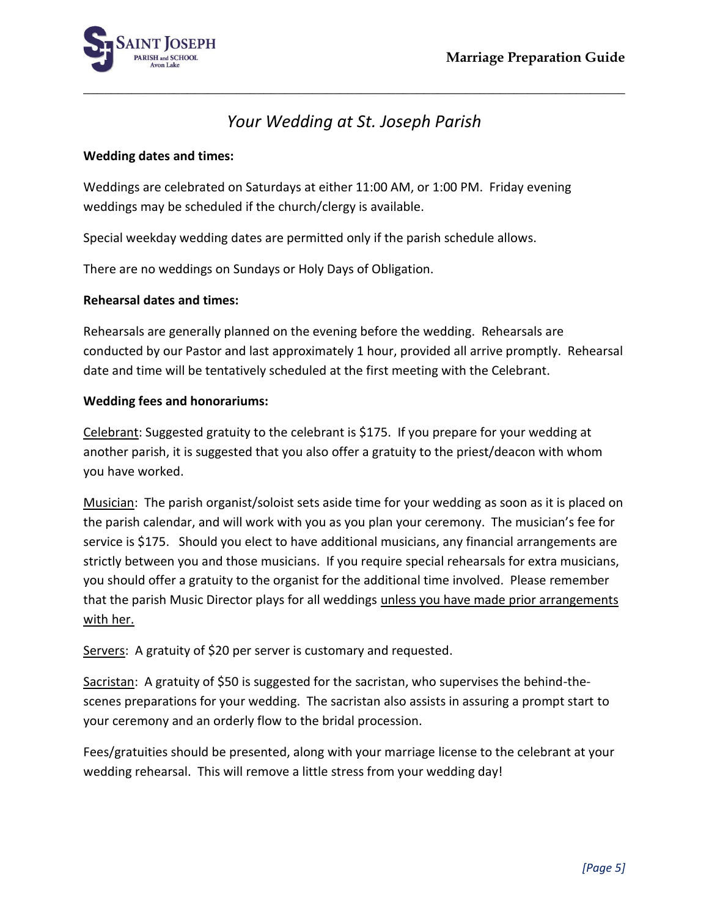# *Your Wedding at St. Joseph Parish*

**Wedding dates and times:**

Weddings are celebrated on Saturdays at either 11:00 AM, or 1:00 PM. Friday evening weddings may be scheduled if the church/clergy is available.

Special weekday wedding dates are permitted only if the parish schedule allows.

There are no weddings on Sundays or Holy Days of Obligation.

**Rehearsal dates and times:**

Rehearsals are generally planned on the evening before the wedding. Rehearsals are conducted by our Pastor and last approximately 1 hour, provided all arrive promptly. Rehearsal date and time will be tentatively scheduled at the first meeting with the Celebrant.

**Wedding fees and honorariums:**

<u>Celebrant</u>: Suggested gratuity to the celebrant is $175. If you prepare for your wedding at another parish, it is suggested that you also offer a gratuity to the priest/deacon with whom you have worked.

<u>Musician</u>: The parish organist/soloist sets aside time for your wedding as soon as it is placed on the parish calendar, and will work with you as you plan your ceremony. The musician's fee for service is $175. Should you elect to have additional musicians, any financial arrangements are strictly between you and those musicians. If you require special rehearsals for extra musicians, you should offer a gratuity to the organist for the additional time involved. Please remember that the parish Music Director plays for all weddings <u>unless you have made prior arrangements with her.</u>

<u>Servers</u>: A gratuity of $20 per server is customary and requested.

<u>Sacristan</u>: A gratuity of $50 is suggested for the sacristan, who supervises the behind-the-scenes preparations for your wedding. The sacristan also assists in assuring a prompt start to your ceremony and an orderly flow to the bridal procession.

Fees/gratuities should be presented, along with your marriage license to the celebrant at your wedding rehearsal. This will remove a little stress from your wedding day!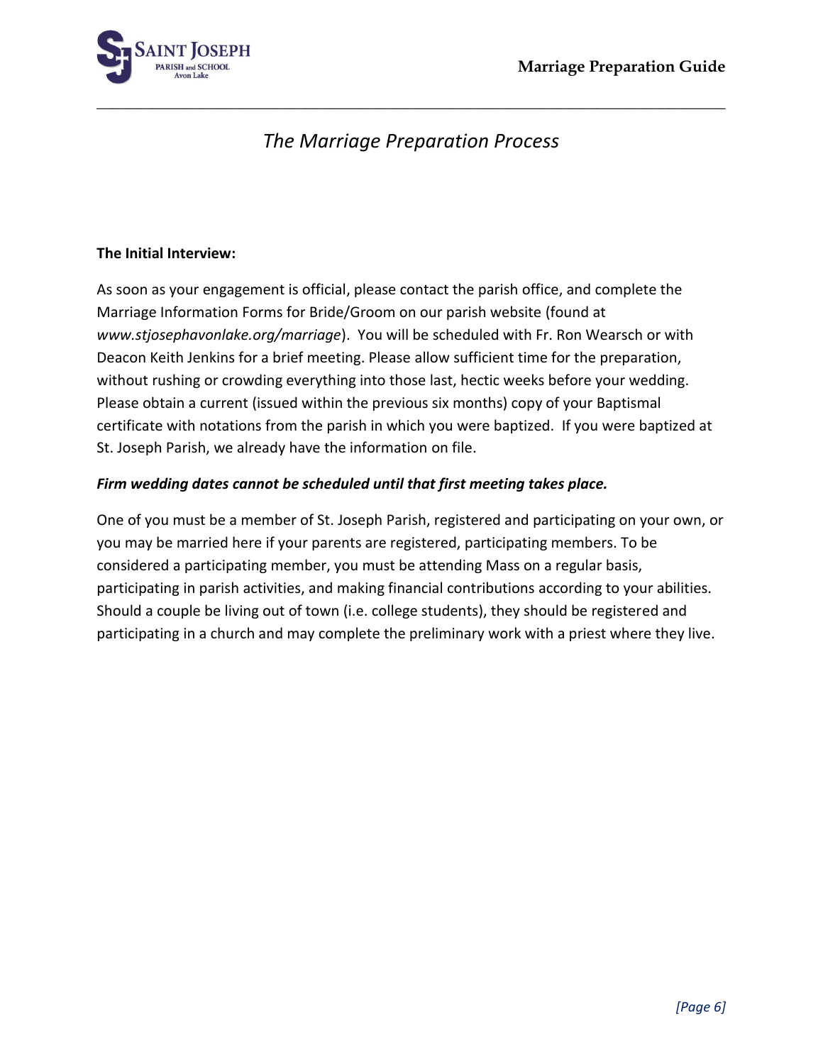# *The Marriage Preparation Process*

**The Initial Interview:**

As soon as your engagement is official, please contact the parish office, and complete the Marriage Information Forms for Bride/Groom on our parish website (found at *www.stjosephavonlake.org/marriage*). You will be scheduled with Fr. Ron Wearsch or with Deacon Keith Jenkins for a brief meeting. Please allow sufficient time for the preparation, without rushing or crowding everything into those last, hectic weeks before your wedding. Please obtain a current (issued within the previous six months) copy of your Baptismal certificate with notations from the parish in which you were baptized. If you were baptized at St. Joseph Parish, we already have the information on file.

***Firm wedding dates cannot be scheduled until that first meeting takes place.***

One of you must be a member of St. Joseph Parish, registered and participating on your own, or you may be married here if your parents are registered, participating members. To be considered a participating member, you must be attending Mass on a regular basis, participating in parish activities, and making financial contributions according to your abilities. Should a couple be living out of town (i.e. college students), they should be registered and participating in a church and may complete the preliminary work with a priest where they live.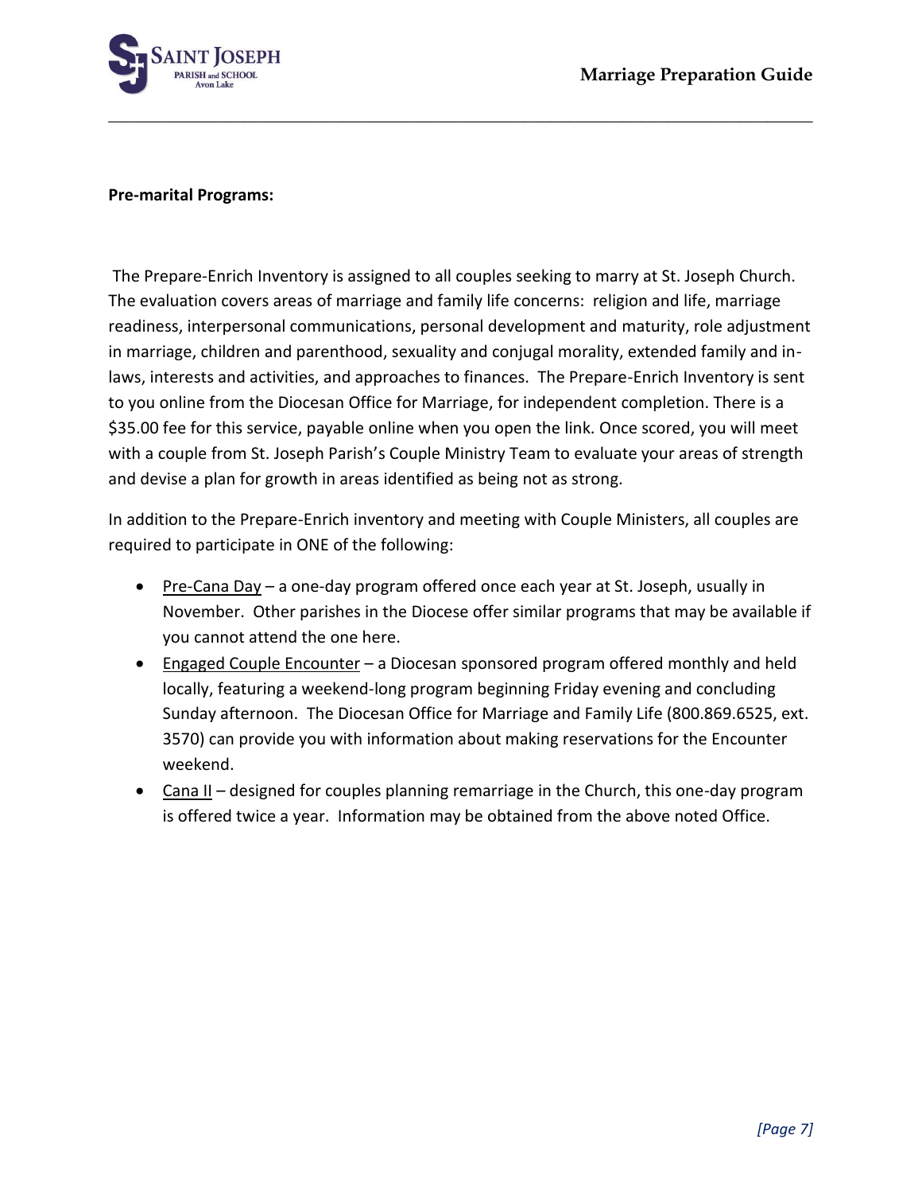**Pre-marital Programs:**

The Prepare-Enrich Inventory is assigned to all couples seeking to marry at St. Joseph Church. The evaluation covers areas of marriage and family life concerns: religion and life, marriage readiness, interpersonal communications, personal development and maturity, role adjustment in marriage, children and parenthood, sexuality and conjugal morality, extended family and in-laws, interests and activities, and approaches to finances. The Prepare-Enrich Inventory is sent to you online from the Diocesan Office for Marriage, for independent completion. There is a $35.00 fee for this service, payable online when you open the link. Once scored, you will meet with a couple from St. Joseph Parish's Couple Ministry Team to evaluate your areas of strength and devise a plan for growth in areas identified as being not as strong.

In addition to the Prepare-Enrich inventory and meeting with Couple Ministers, all couples are required to participate in ONE of the following:

- Pre-Cana Day – a one-day program offered once each year at St. Joseph, usually in November. Other parishes in the Diocese offer similar programs that may be available if you cannot attend the one here.
- Engaged Couple Encounter – a Diocesan sponsored program offered monthly and held locally, featuring a weekend-long program beginning Friday evening and concluding Sunday afternoon. The Diocesan Office for Marriage and Family Life (800.869.6525, ext. 3570) can provide you with information about making reservations for the Encounter weekend.
- Cana II – designed for couples planning remarriage in the Church, this one-day program is offered twice a year. Information may be obtained from the above noted Office.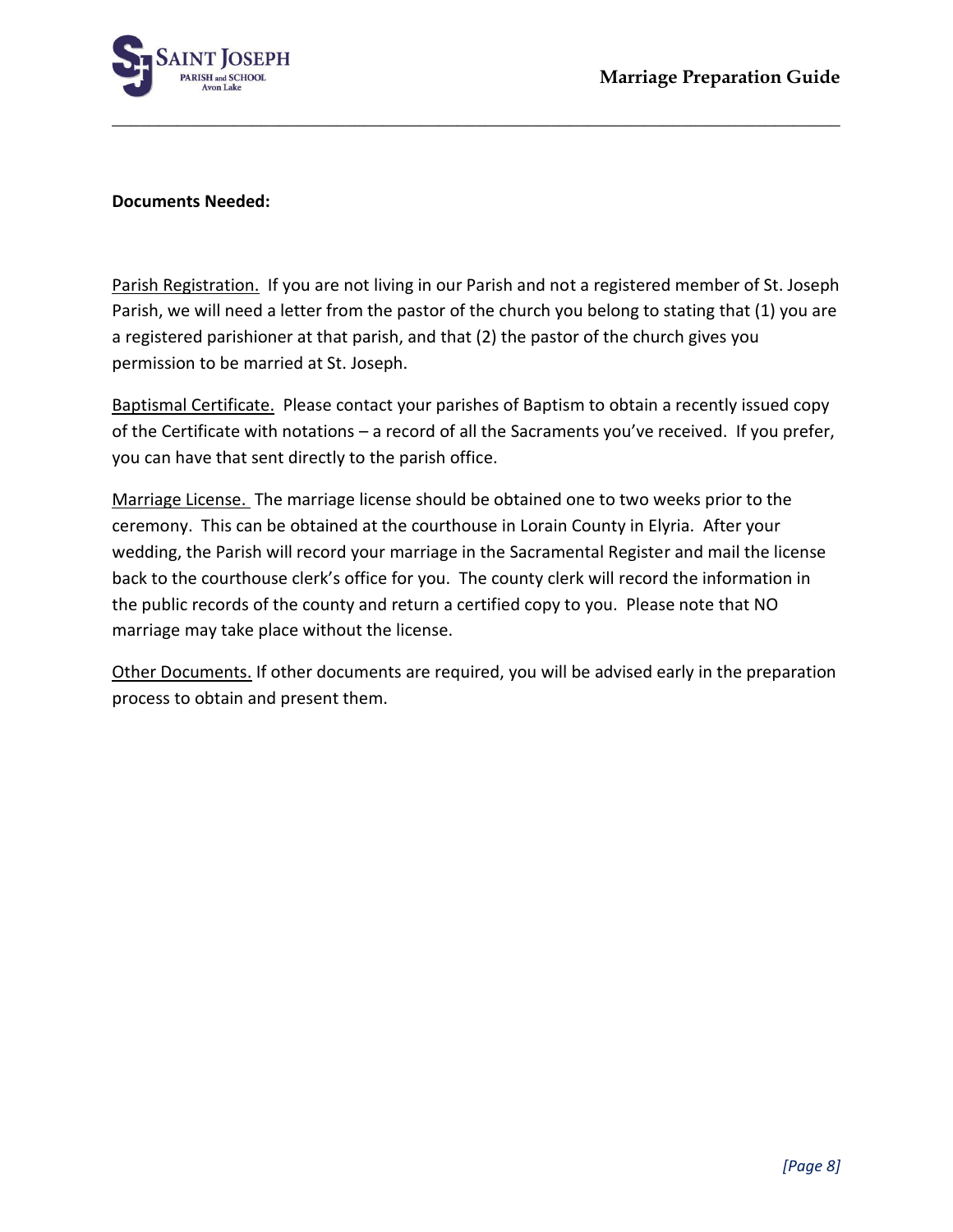**Documents Needed:**

Parish Registration. If you are not living in our Parish and not a registered member of St. Joseph Parish, we will need a letter from the pastor of the church you belong to stating that (1) you are a registered parishioner at that parish, and that (2) the pastor of the church gives you permission to be married at St. Joseph.

Baptismal Certificate. Please contact your parishes of Baptism to obtain a recently issued copy of the Certificate with notations – a record of all the Sacraments you've received. If you prefer, you can have that sent directly to the parish office.

Marriage License. The marriage license should be obtained one to two weeks prior to the ceremony. This can be obtained at the courthouse in Lorain County in Elyria. After your wedding, the Parish will record your marriage in the Sacramental Register and mail the license back to the courthouse clerk's office for you. The county clerk will record the information in the public records of the county and return a certified copy to you. Please note that NO marriage may take place without the license.

Other Documents. If other documents are required, you will be advised early in the preparation process to obtain and present them.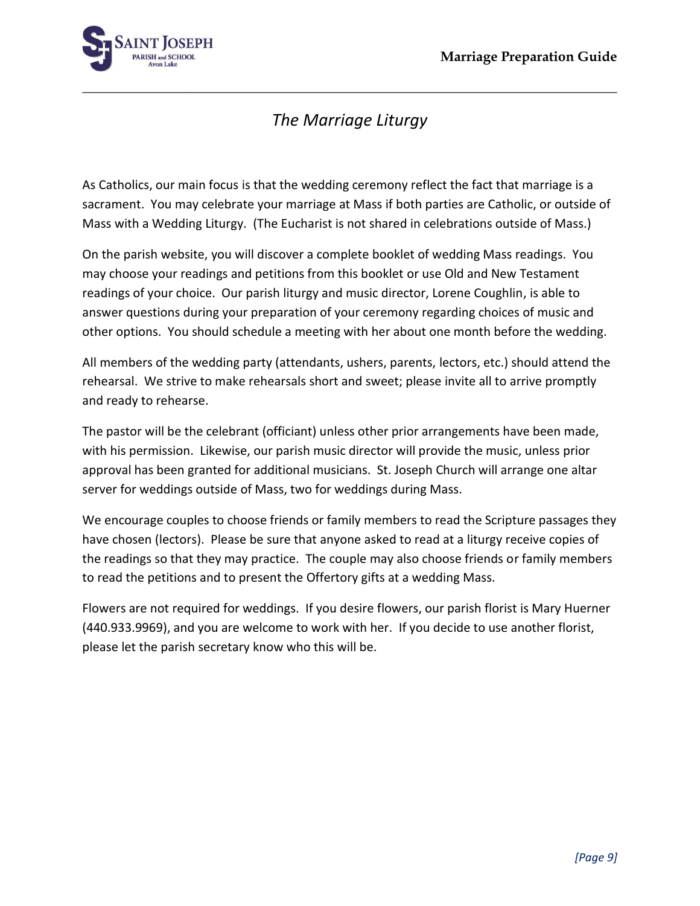# *The Marriage Liturgy*

As Catholics, our main focus is that the wedding ceremony reflect the fact that marriage is a sacrament. You may celebrate your marriage at Mass if both parties are Catholic, or outside of Mass with a Wedding Liturgy. (The Eucharist is not shared in celebrations outside of Mass.)

On the parish website, you will discover a complete booklet of wedding Mass readings. You may choose your readings and petitions from this booklet or use Old and New Testament readings of your choice. Our parish liturgy and music director, Lorene Coughlin, is able to answer questions during your preparation of your ceremony regarding choices of music and other options. You should schedule a meeting with her about one month before the wedding.

All members of the wedding party (attendants, ushers, parents, lectors, etc.) should attend the rehearsal. We strive to make rehearsals short and sweet; please invite all to arrive promptly and ready to rehearse.

The pastor will be the celebrant (officiant) unless other prior arrangements have been made, with his permission. Likewise, our parish music director will provide the music, unless prior approval has been granted for additional musicians. St. Joseph Church will arrange one altar server for weddings outside of Mass, two for weddings during Mass.

We encourage couples to choose friends or family members to read the Scripture passages they have chosen (lectors). Please be sure that anyone asked to read at a liturgy receive copies of the readings so that they may practice. The couple may also choose friends or family members to read the petitions and to present the Offertory gifts at a wedding Mass.

Flowers are not required for weddings. If you desire flowers, our parish florist is Mary Huerner (440.933.9969), and you are welcome to work with her. If you decide to use another florist, please let the parish secretary know who this will be.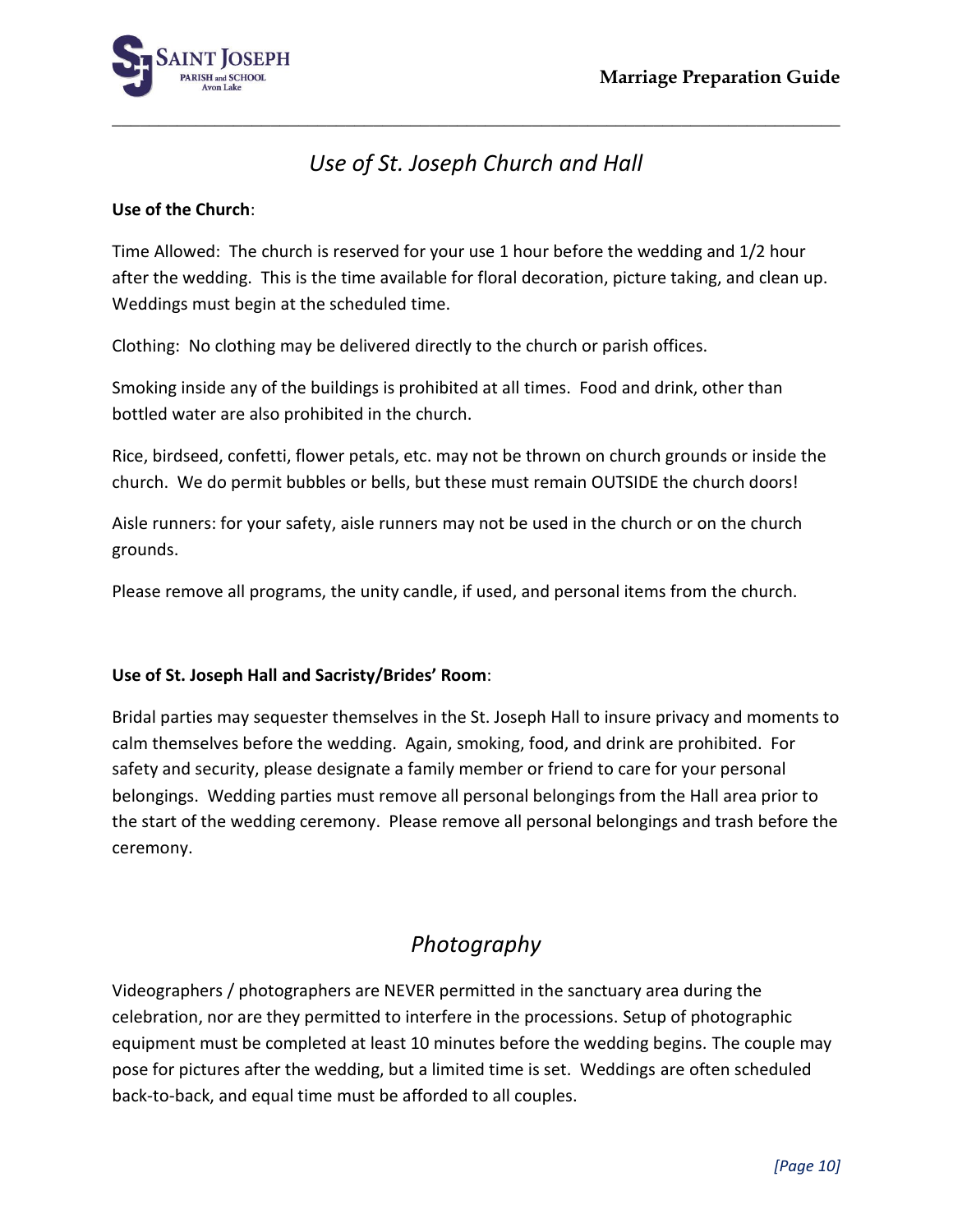## *Use of St. Joseph Church and Hall*

**Use of the Church**:

Time Allowed: The church is reserved for your use 1 hour before the wedding and 1/2 hour after the wedding. This is the time available for floral decoration, picture taking, and clean up. Weddings must begin at the scheduled time.

Clothing: No clothing may be delivered directly to the church or parish offices.

Smoking inside any of the buildings is prohibited at all times. Food and drink, other than bottled water are also prohibited in the church.

Rice, birdseed, confetti, flower petals, etc. may not be thrown on church grounds or inside the church. We do permit bubbles or bells, but these must remain OUTSIDE the church doors!

Aisle runners: for your safety, aisle runners may not be used in the church or on the church grounds.

Please remove all programs, the unity candle, if used, and personal items from the church.

**Use of St. Joseph Hall and Sacristy/Brides' Room**:

Bridal parties may sequester themselves in the St. Joseph Hall to insure privacy and moments to calm themselves before the wedding. Again, smoking, food, and drink are prohibited. For safety and security, please designate a family member or friend to care for your personal belongings. Wedding parties must remove all personal belongings from the Hall area prior to the start of the wedding ceremony. Please remove all personal belongings and trash before the ceremony.

## *Photography*

Videographers / photographers are NEVER permitted in the sanctuary area during the celebration, nor are they permitted to interfere in the processions. Setup of photographic equipment must be completed at least 10 minutes before the wedding begins. The couple may pose for pictures after the wedding, but a limited time is set. Weddings are often scheduled back-to-back, and equal time must be afforded to all couples.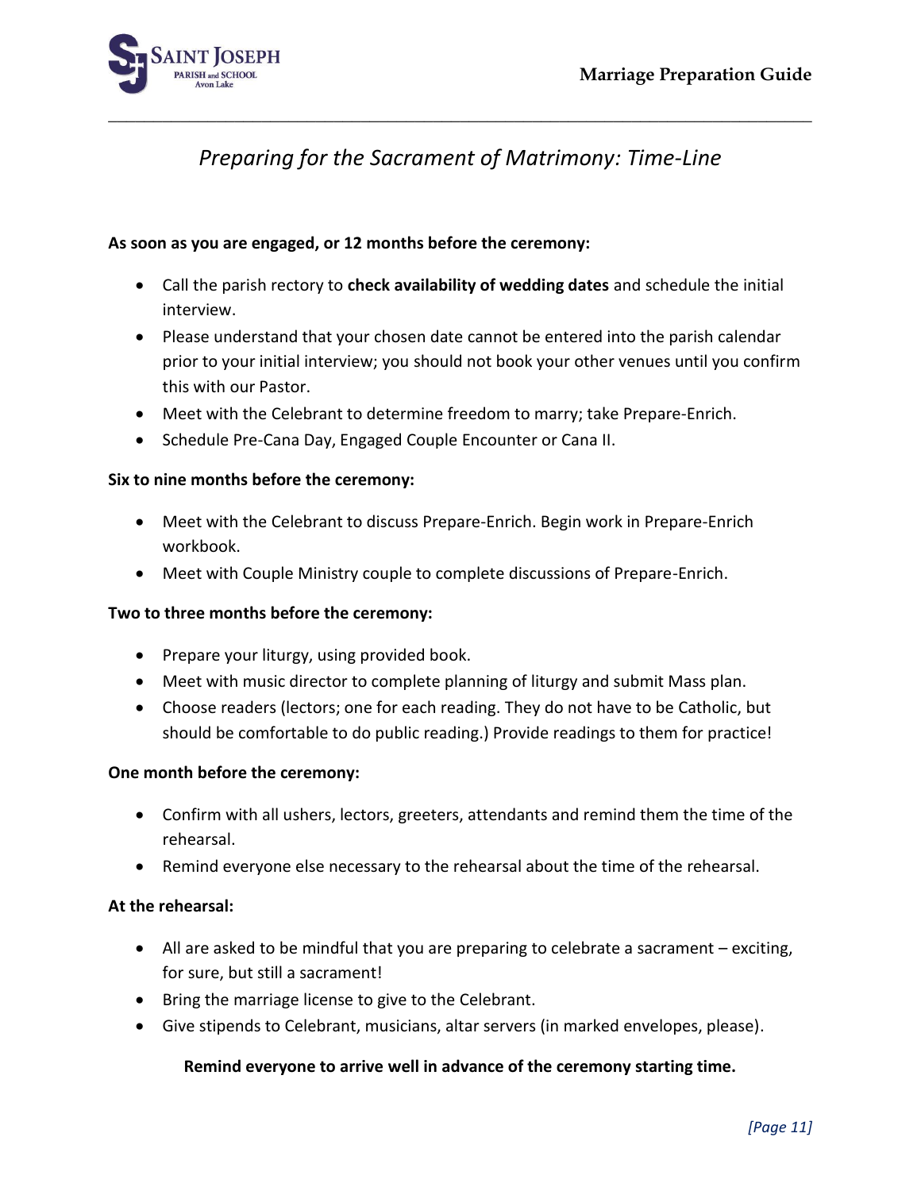## *Preparing for the Sacrament of Matrimony: Time-Line*

**As soon as you are engaged, or 12 months before the ceremony:**

- Call the parish rectory to **check availability of wedding dates** and schedule the initial interview.
- Please understand that your chosen date cannot be entered into the parish calendar prior to your initial interview; you should not book your other venues until you confirm this with our Pastor.
- Meet with the Celebrant to determine freedom to marry; take Prepare-Enrich.
- Schedule Pre-Cana Day, Engaged Couple Encounter or Cana II.

**Six to nine months before the ceremony:**

- Meet with the Celebrant to discuss Prepare-Enrich. Begin work in Prepare-Enrich workbook.
- Meet with Couple Ministry couple to complete discussions of Prepare-Enrich.

**Two to three months before the ceremony:**

- Prepare your liturgy, using provided book.
- Meet with music director to complete planning of liturgy and submit Mass plan.
- Choose readers (lectors; one for each reading. They do not have to be Catholic, but should be comfortable to do public reading.) Provide readings to them for practice!

**One month before the ceremony:**

- Confirm with all ushers, lectors, greeters, attendants and remind them the time of the rehearsal.
- Remind everyone else necessary to the rehearsal about the time of the rehearsal.

**At the rehearsal:**

- All are asked to be mindful that you are preparing to celebrate a sacrament – exciting, for sure, but still a sacrament!
- Bring the marriage license to give to the Celebrant.
- Give stipends to Celebrant, musicians, altar servers (in marked envelopes, please).

**Remind everyone to arrive well in advance of the ceremony starting time.**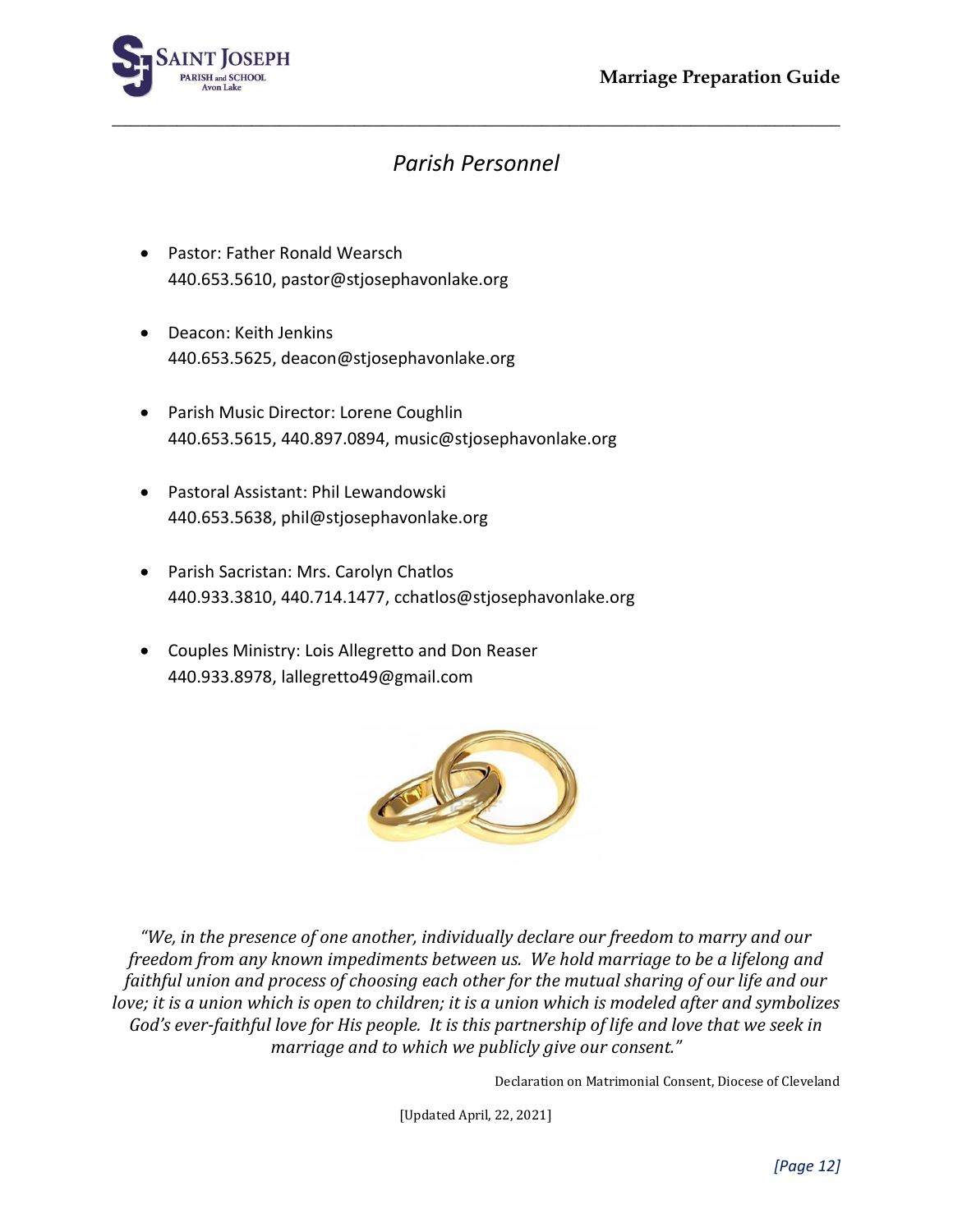## *Parish Personnel*

- Pastor: Father Ronald Wearsch
  440.653.5610, pastor@stjosephavonlake.org

- Deacon: Keith Jenkins
  440.653.5625, deacon@stjosephavonlake.org

- Parish Music Director: Lorene Coughlin
  440.653.5615, 440.897.0894, music@stjosephavonlake.org

- Pastoral Assistant: Phil Lewandowski
  440.653.5638, phil@stjosephavonlake.org

- Parish Sacristan: Mrs. Carolyn Chatlos
  440.933.3810, 440.714.1477, cchatlos@stjosephavonlake.org

- Couples Ministry: Lois Allegretto and Don Reaser
  440.933.8978, lallegretto49@gmail.com

*"We, in the presence of one another, individually declare our freedom to marry and our freedom from any known impediments between us. We hold marriage to be a lifelong and faithful union and process of choosing each other for the mutual sharing of our life and our love; it is a union which is open to children; it is a union which is modeled after and symbolizes God's ever-faithful love for His people. It is this partnership of life and love that we seek in marriage and to which we publicly give our consent."*

Declaration on Matrimonial Consent, Diocese of Cleveland

[Updated April, 22, 2021]